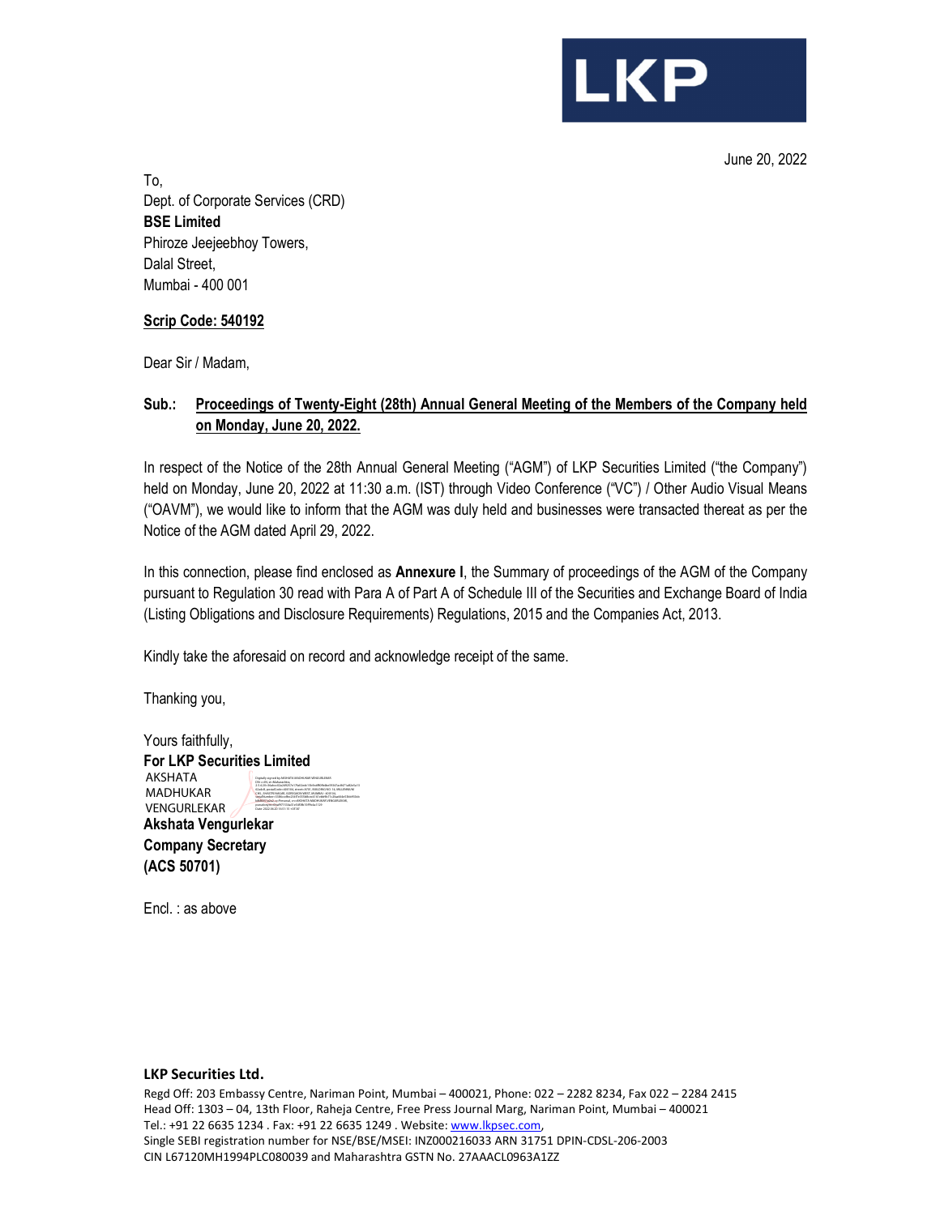LKP

June 20, 2022

To,
Dept. of Corporate Services (CRD)
**BSE Limited**
Phiroze Jeejeebhoy Towers,
Dalal Street,
Mumbai - 400 001

**Scrip Code: 540192**

Dear Sir / Madam,

**Sub.: Proceedings of Twenty-Eight (28th) Annual General Meeting of the Members of the Company held on Monday, June 20, 2022.**

In respect of the Notice of the 28th Annual General Meeting ("AGM") of LKP Securities Limited ("the Company") held on Monday, June 20, 2022 at 11:30 a.m. (IST) through Video Conference ("VC") / Other Audio Visual Means ("OAVM"), we would like to inform that the AGM was duly held and businesses were transacted thereat as per the Notice of the AGM dated April 29, 2022.

In this connection, please find enclosed as **Annexure I**, the Summary of proceedings of the AGM of the Company pursuant to Regulation 30 read with Para A of Part A of Schedule III of the Securities and Exchange Board of India (Listing Obligations and Disclosure Requirements) Regulations, 2015 and the Companies Act, 2013.

Kindly take the aforesaid on record and acknowledge receipt of the same.

Thanking you,

Yours faithfully,
**For LKP Securities Limited**

AKSHATA MADHUKAR VENGURLEKAR

**Akshata Vengurlekar**
**Company Secretary**
**(ACS 50701)**

Encl. : as above

**LKP Securities Ltd.**

Regd Off: 203 Embassy Centre, Nariman Point, Mumbai – 400021, Phone: 022 – 2282 8234, Fax 022 – 2284 2415
Head Off: 1303 – 04, 13th Floor, Raheja Centre, Free Press Journal Marg, Nariman Point, Mumbai – 400021
Tel.: +91 22 6635 1234 . Fax: +91 22 6635 1249 . Website: www.lkpsec.com,
Single SEBI registration number for NSE/BSE/MSEI: INZ000216033 ARN 31751 DPIN-CDSL-206-2003
CIN L67120MH1994PLC080039 and Maharashtra GSTN No. 27AAACL0963A1ZZ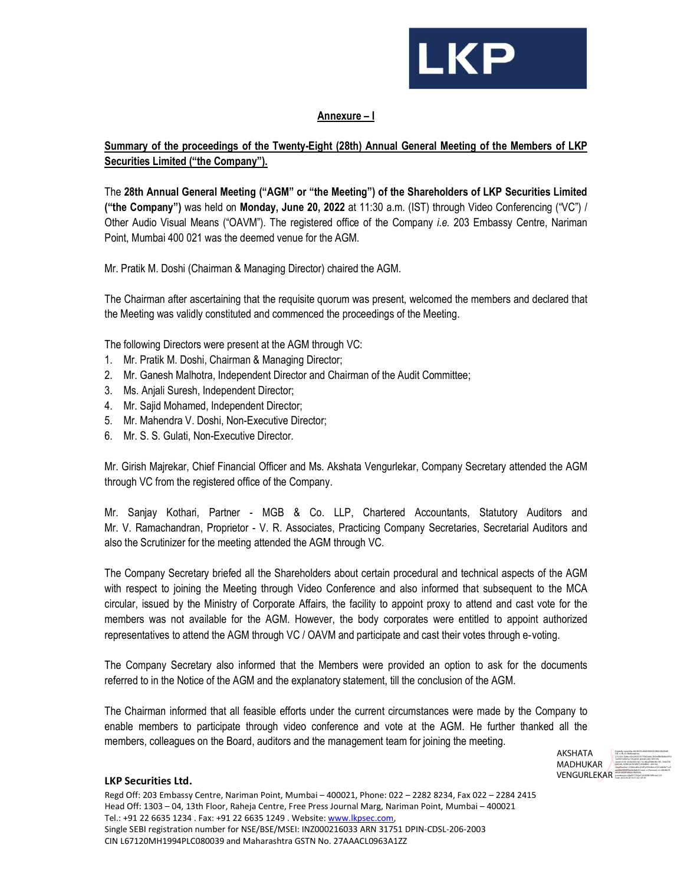**Annexure – I**

**Summary of the proceedings of the Twenty-Eight (28th) Annual General Meeting of the Members of LKP Securities Limited ("the Company").**

The **28th Annual General Meeting ("AGM" or "the Meeting") of the Shareholders of LKP Securities Limited ("the Company")** was held on **Monday, June 20, 2022** at 11:30 a.m. (IST) through Video Conferencing ("VC") / Other Audio Visual Means ("OAVM"). The registered office of the Company *i.e.* 203 Embassy Centre, Nariman Point, Mumbai 400 021 was the deemed venue for the AGM.

Mr. Pratik M. Doshi (Chairman & Managing Director) chaired the AGM.

The Chairman after ascertaining that the requisite quorum was present, welcomed the members and declared that the Meeting was validly constituted and commenced the proceedings of the Meeting.

The following Directors were present at the AGM through VC:

1. Mr. Pratik M. Doshi, Chairman & Managing Director;
2. Mr. Ganesh Malhotra, Independent Director and Chairman of the Audit Committee;
3. Ms. Anjali Suresh, Independent Director;
4. Mr. Sajid Mohamed, Independent Director;
5. Mr. Mahendra V. Doshi, Non-Executive Director;
6. Mr. S. S. Gulati, Non-Executive Director.

Mr. Girish Majrekar, Chief Financial Officer and Ms. Akshata Vengurlekar, Company Secretary attended the AGM through VC from the registered office of the Company.

Mr. Sanjay Kothari, Partner - MGB & Co. LLP, Chartered Accountants, Statutory Auditors and Mr. V. Ramachandran, Proprietor - V. R. Associates, Practicing Company Secretaries, Secretarial Auditors and also the Scrutinizer for the meeting attended the AGM through VC.

The Company Secretary briefed all the Shareholders about certain procedural and technical aspects of the AGM with respect to joining the Meeting through Video Conference and also informed that subsequent to the MCA circular, issued by the Ministry of Corporate Affairs, the facility to appoint proxy to attend and cast vote for the members was not available for the AGM. However, the body corporates were entitled to appoint authorized representatives to attend the AGM through VC / OAVM and participate and cast their votes through e-voting.

The Company Secretary also informed that the Members were provided an option to ask for the documents referred to in the Notice of the AGM and the explanatory statement, till the conclusion of the AGM.

The Chairman informed that all feasible efforts under the current circumstances were made by the Company to enable members to participate through video conference and vote at the AGM. He further thanked all the members, colleagues on the Board, auditors and the management team for joining the meeting.

AKSHATA MADHUKAR VENGURLEKAR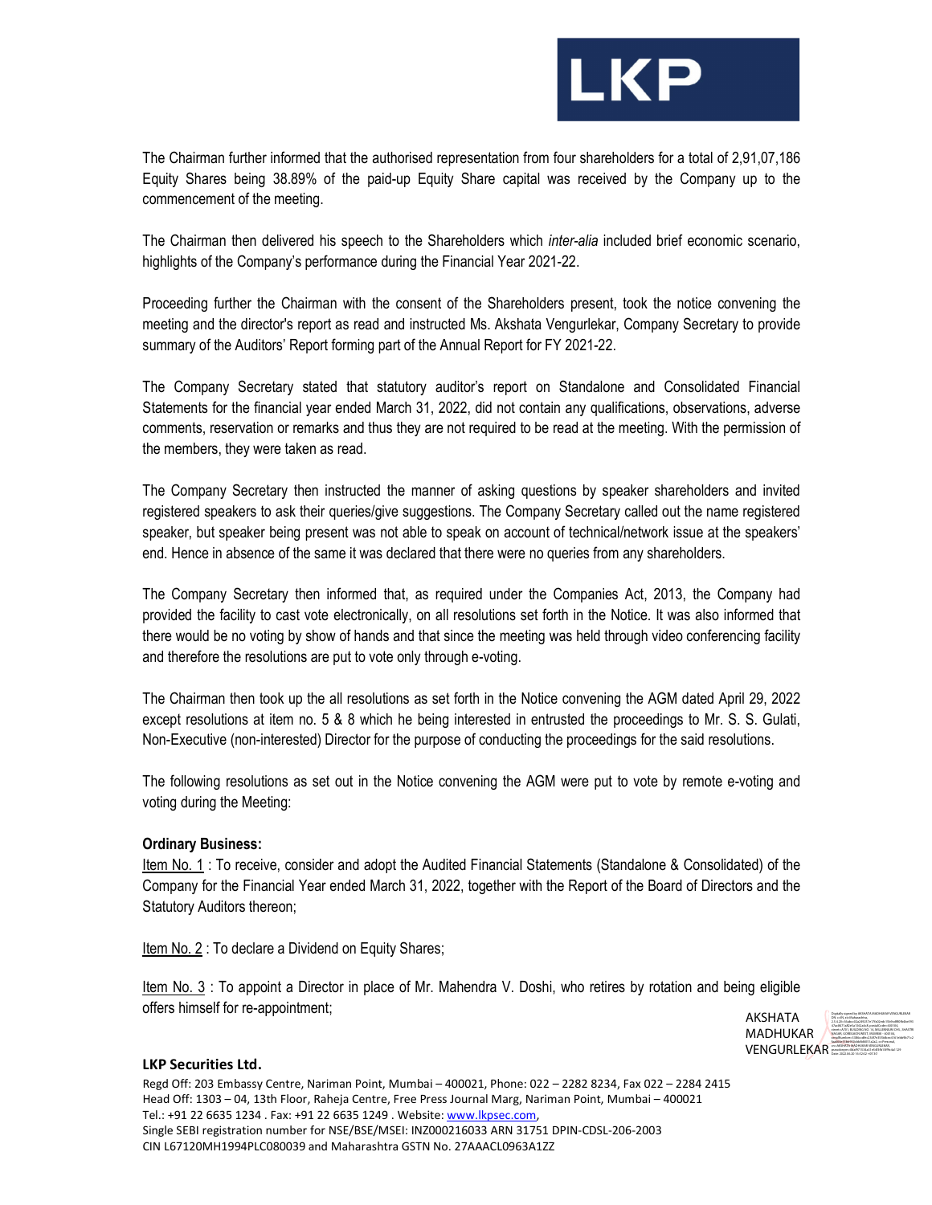The Chairman further informed that the authorised representation from four shareholders for a total of 2,91,07,186 Equity Shares being 38.89% of the paid-up Equity Share capital was received by the Company up to the commencement of the meeting.

The Chairman then delivered his speech to the Shareholders which *inter-alia* included brief economic scenario, highlights of the Company's performance during the Financial Year 2021-22.

Proceeding further the Chairman with the consent of the Shareholders present, took the notice convening the meeting and the director's report as read and instructed Ms. Akshata Vengurlekar, Company Secretary to provide summary of the Auditors' Report forming part of the Annual Report for FY 2021-22.

The Company Secretary stated that statutory auditor's report on Standalone and Consolidated Financial Statements for the financial year ended March 31, 2022, did not contain any qualifications, observations, adverse comments, reservation or remarks and thus they are not required to be read at the meeting. With the permission of the members, they were taken as read.

The Company Secretary then instructed the manner of asking questions by speaker shareholders and invited registered speakers to ask their queries/give suggestions. The Company Secretary called out the name registered speaker, but speaker being present was not able to speak on account of technical/network issue at the speakers' end. Hence in absence of the same it was declared that there were no queries from any shareholders.

The Company Secretary then informed that, as required under the Companies Act, 2013, the Company had provided the facility to cast vote electronically, on all resolutions set forth in the Notice. It was also informed that there would be no voting by show of hands and that since the meeting was held through video conferencing facility and therefore the resolutions are put to vote only through e-voting.

The Chairman then took up the all resolutions as set forth in the Notice convening the AGM dated April 29, 2022 except resolutions at item no. 5 & 8 which he being interested in entrusted the proceedings to Mr. S. S. Gulati, Non-Executive (non-interested) Director for the purpose of conducting the proceedings for the said resolutions.

The following resolutions as set out in the Notice convening the AGM were put to vote by remote e-voting and voting during the Meeting:

**Ordinary Business:**

Item No. 1 : To receive, consider and adopt the Audited Financial Statements (Standalone & Consolidated) of the Company for the Financial Year ended March 31, 2022, together with the Report of the Board of Directors and the Statutory Auditors thereon;

Item No. 2 : To declare a Dividend on Equity Shares;

Item No. 3 : To appoint a Director in place of Mr. Mahendra V. Doshi, who retires by rotation and being eligible offers himself for re-appointment;

AKSHATA MADHUKAR VENGURLEKAR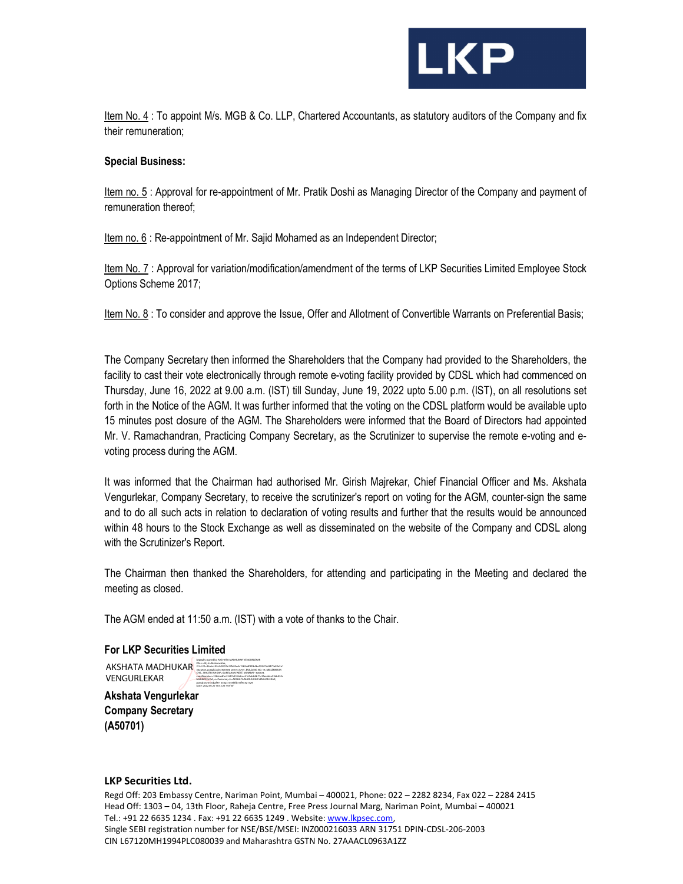Item No. 4 : To appoint M/s. MGB & Co. LLP, Chartered Accountants, as statutory auditors of the Company and fix their remuneration;

**Special Business:**

Item no. 5 : Approval for re-appointment of Mr. Pratik Doshi as Managing Director of the Company and payment of remuneration thereof;

Item no. 6 : Re-appointment of Mr. Sajid Mohamed as an Independent Director;

Item No. 7 : Approval for variation/modification/amendment of the terms of LKP Securities Limited Employee Stock Options Scheme 2017;

Item No. 8 : To consider and approve the Issue, Offer and Allotment of Convertible Warrants on Preferential Basis;

The Company Secretary then informed the Shareholders that the Company had provided to the Shareholders, the facility to cast their vote electronically through remote e-voting facility provided by CDSL which had commenced on Thursday, June 16, 2022 at 9.00 a.m. (IST) till Sunday, June 19, 2022 upto 5.00 p.m. (IST), on all resolutions set forth in the Notice of the AGM. It was further informed that the voting on the CDSL platform would be available upto 15 minutes post closure of the AGM. The Shareholders were informed that the Board of Directors had appointed Mr. V. Ramachandran, Practicing Company Secretary, as the Scrutinizer to supervise the remote e-voting and e-voting process during the AGM.

It was informed that the Chairman had authorised Mr. Girish Majrekar, Chief Financial Officer and Ms. Akshata Vengurlekar, Company Secretary, to receive the scrutinizer's report on voting for the AGM, counter-sign the same and to do all such acts in relation to declaration of voting results and further that the results would be announced within 48 hours to the Stock Exchange as well as disseminated on the website of the Company and CDSL along with the Scrutinizer's Report.

The Chairman then thanked the Shareholders, for attending and participating in the Meeting and declared the meeting as closed.

The AGM ended at 11:50 a.m. (IST) with a vote of thanks to the Chair.

**For LKP Securities Limited**

AKSHATA MADHUKAR VENGURLEKAR

**Akshata Vengurlekar**
**Company Secretary**
**(A50701)**

**LKP Securities Ltd.**

Regd Off: 203 Embassy Centre, Nariman Point, Mumbai – 400021, Phone: 022 – 2282 8234, Fax 022 – 2284 2415
Head Off: 1303 – 04, 13th Floor, Raheja Centre, Free Press Journal Marg, Nariman Point, Mumbai – 400021
Tel.: +91 22 6635 1234 . Fax: +91 22 6635 1249 . Website: www.lkpsec.com,
Single SEBI registration number for NSE/BSE/MSEI: INZ000216033 ARN 31751 DPIN-CDSL-206-2003
CIN L67120MH1994PLC080039 and Maharashtra GSTN No. 27AAACL0963A1ZZ